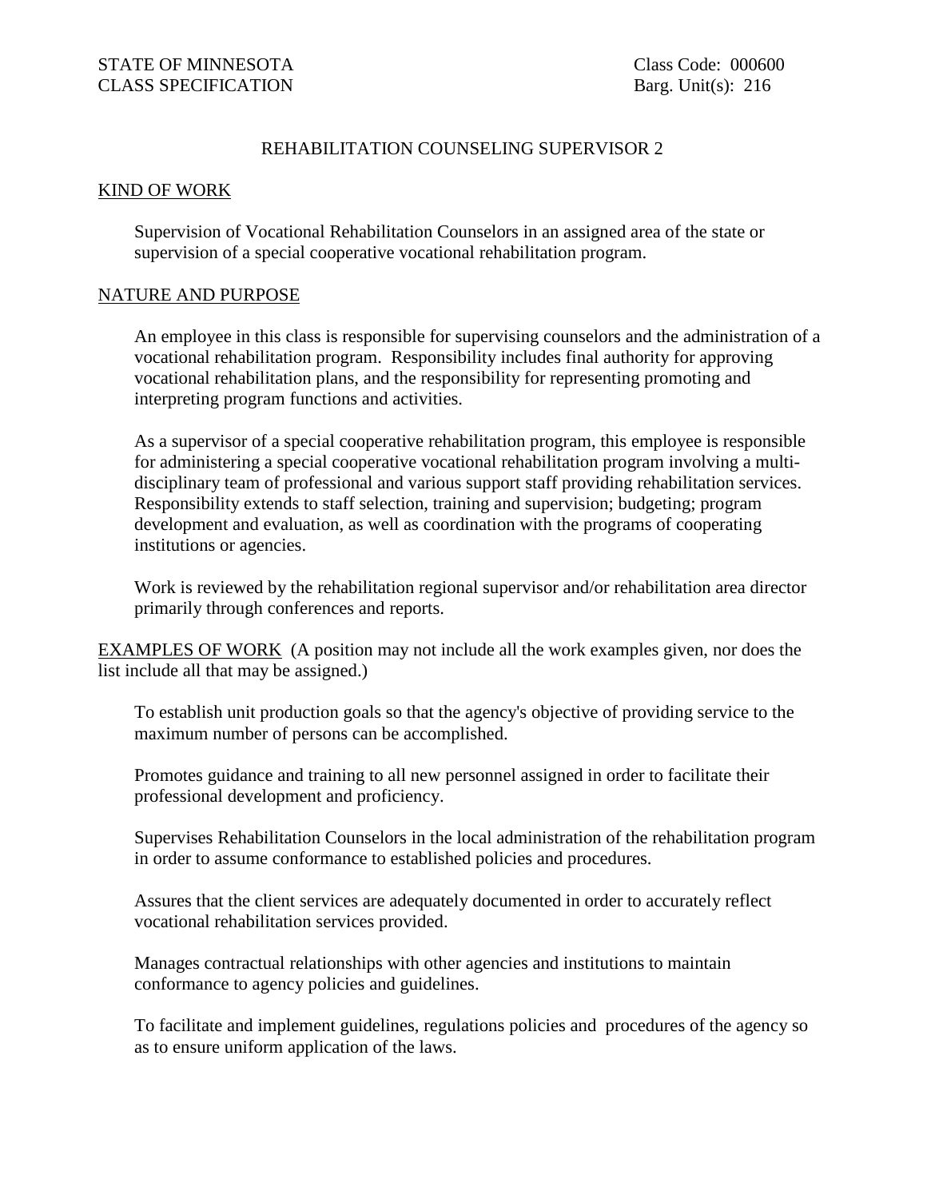STATE OF MINNESOTA
CLASS SPECIFICATION

Class Code: 000600
Barg. Unit(s): 216

# REHABILITATION COUNSELING SUPERVISOR 2

## KIND OF WORK

Supervision of Vocational Rehabilitation Counselors in an assigned area of the state or supervision of a special cooperative vocational rehabilitation program.

## NATURE AND PURPOSE

An employee in this class is responsible for supervising counselors and the administration of a vocational rehabilitation program. Responsibility includes final authority for approving vocational rehabilitation plans, and the responsibility for representing promoting and interpreting program functions and activities.

As a supervisor of a special cooperative rehabilitation program, this employee is responsible for administering a special cooperative vocational rehabilitation program involving a multi-disciplinary team of professional and various support staff providing rehabilitation services. Responsibility extends to staff selection, training and supervision; budgeting; program development and evaluation, as well as coordination with the programs of cooperating institutions or agencies.

Work is reviewed by the rehabilitation regional supervisor and/or rehabilitation area director primarily through conferences and reports.

## EXAMPLES OF WORK

(A position may not include all the work examples given, nor does the list include all that may be assigned.)

To establish unit production goals so that the agency's objective of providing service to the maximum number of persons can be accomplished.

Promotes guidance and training to all new personnel assigned in order to facilitate their professional development and proficiency.

Supervises Rehabilitation Counselors in the local administration of the rehabilitation program in order to assume conformance to established policies and procedures.

Assures that the client services are adequately documented in order to accurately reflect vocational rehabilitation services provided.

Manages contractual relationships with other agencies and institutions to maintain conformance to agency policies and guidelines.

To facilitate and implement guidelines, regulations policies and procedures of the agency so as to ensure uniform application of the laws.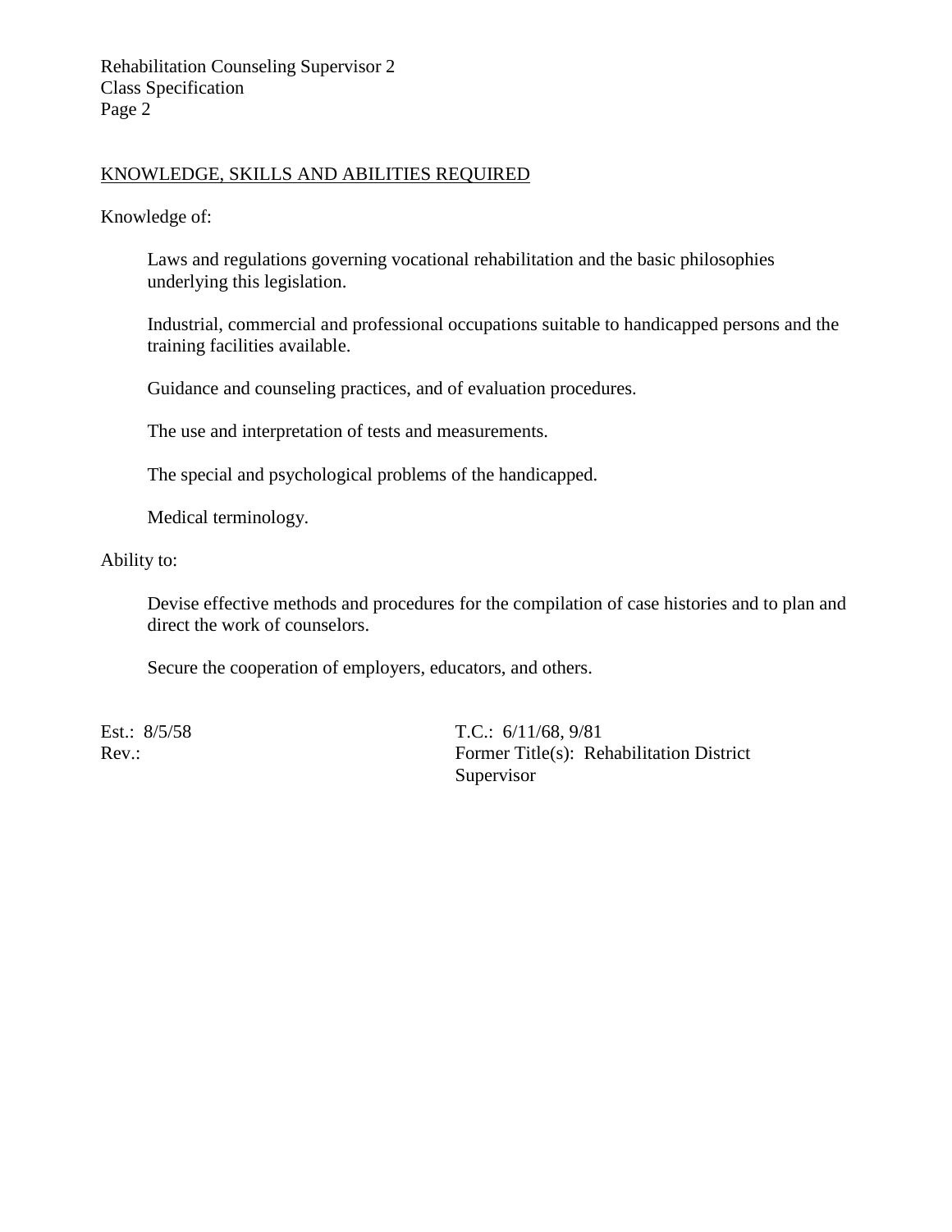## KNOWLEDGE, SKILLS AND ABILITIES REQUIRED

Knowledge of:

Laws and regulations governing vocational rehabilitation and the basic philosophies underlying this legislation.

Industrial, commercial and professional occupations suitable to handicapped persons and the training facilities available.

Guidance and counseling practices, and of evaluation procedures.

The use and interpretation of tests and measurements.

The special and psychological problems of the handicapped.

Medical terminology.

Ability to:

Devise effective methods and procedures for the compilation of case histories and to plan and direct the work of counselors.

Secure the cooperation of employers, educators, and others.

Est.: 8/5/58
Rev.:

T.C.: 6/11/68, 9/81
Former Title(s): Rehabilitation District Supervisor